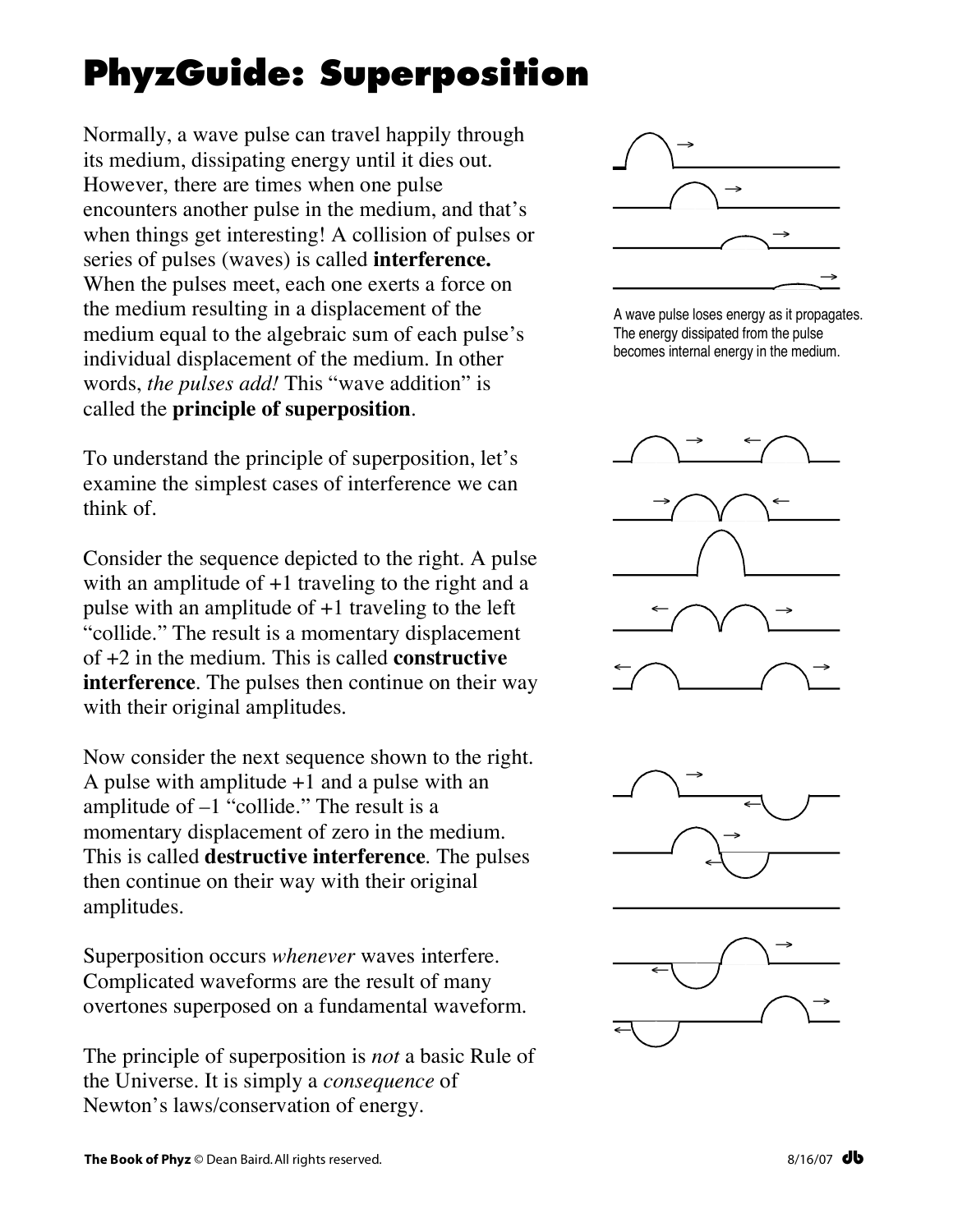# PhyzGuide: Superposition

Normally, a wave pulse can travel happily through its medium, dissipating energy until it dies out. However, there are times when one pulse encounters another pulse in the medium, and that's when things get interesting! A collision of pulses or series of pulses (waves) is called **interference.** When the pulses meet, each one exerts a force on the medium resulting in a displacement of the medium equal to the algebraic sum of each pulse's individual displacement of the medium. In other words, *the pulses add!* This "wave addition" is called the **principle of superposition**.

A wave pulse loses energy as it propagates. The energy dissipated from the pulse becomes internal energy in the medium.

To understand the principle of superposition, let's examine the simplest cases of interference we can think of.

Consider the sequence depicted to the right. A pulse with an amplitude of +1 traveling to the right and a pulse with an amplitude of +1 traveling to the left "collide." The result is a momentary displacement of +2 in the medium. This is called **constructive interference**. The pulses then continue on their way with their original amplitudes.

Now consider the next sequence shown to the right. A pulse with amplitude +1 and a pulse with an amplitude of –1 "collide." The result is a momentary displacement of zero in the medium. This is called **destructive interference**. The pulses then continue on their way with their original amplitudes.

Superposition occurs *whenever* waves interfere. Complicated waveforms are the result of many overtones superposed on a fundamental waveform.

The principle of superposition is *not* a basic Rule of the Universe. It is simply a *consequence* of Newton's laws/conservation of energy.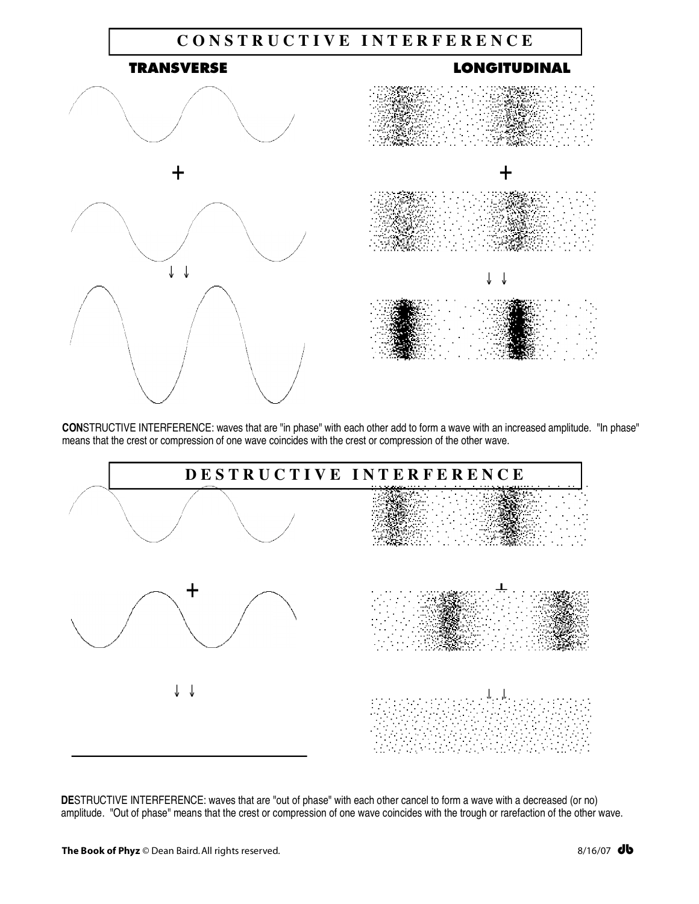# CONSTRUCTIVE INTERFERENCE

**TRANSVERSE**

**LONGITUDINAL**

+

+

↓ ↓

↓ ↓

**CON**STRUCTIVE INTERFERENCE: waves that are "in phase" with each other add to form a wave with an increased amplitude. "In phase" means that the crest or compression of one wave coincides with the crest or compression of the other wave.

# DESTRUCTIVE INTERFERENCE

+

+

↓ ↓

↓ ↓

**DE**STRUCTIVE INTERFERENCE: waves that are "out of phase" with each other cancel to form a wave with a decreased (or no) amplitude. "Out of phase" means that the crest or compression of one wave coincides with the trough or rarefaction of the other wave.